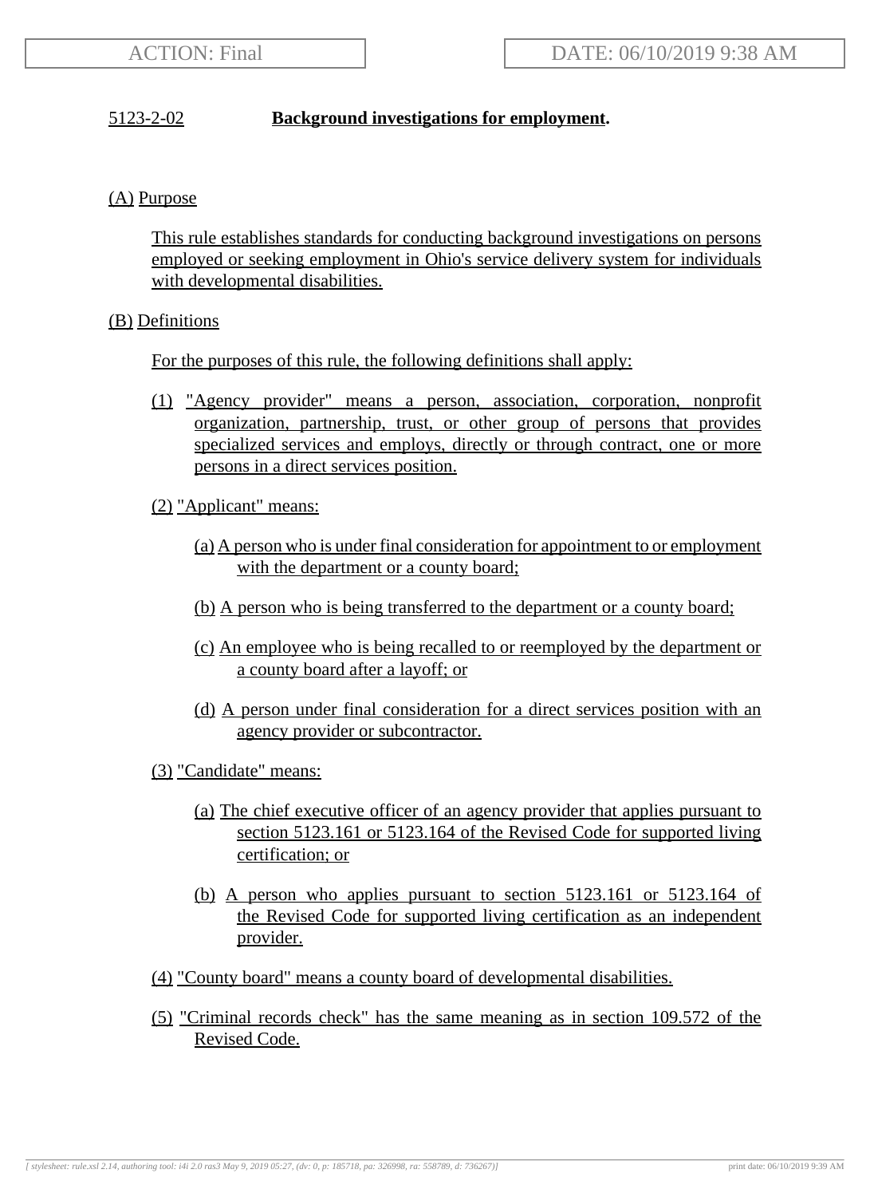# 5123-2-02 **Background investigations for employment.**

(A) Purpose

This rule establishes standards for conducting background investigations on persons employed or seeking employment in Ohio's service delivery system for individuals with developmental disabilities.

(B) Definitions

For the purposes of this rule, the following definitions shall apply:

(1) "Agency provider" means a person, association, corporation, nonprofit organization, partnership, trust, or other group of persons that provides specialized services and employs, directly or through contract, one or more persons in a direct services position.

(2) "Applicant" means:

(a) A person who is under final consideration for appointment to or employment with the department or a county board;

(b) A person who is being transferred to the department or a county board;

(c) An employee who is being recalled to or reemployed by the department or a county board after a layoff; or

(d) A person under final consideration for a direct services position with an agency provider or subcontractor.

(3) "Candidate" means:

(a) The chief executive officer of an agency provider that applies pursuant to section 5123.161 or 5123.164 of the Revised Code for supported living certification; or

(b) A person who applies pursuant to section 5123.161 or 5123.164 of the Revised Code for supported living certification as an independent provider.

(4) "County board" means a county board of developmental disabilities.

(5) "Criminal records check" has the same meaning as in section 109.572 of the Revised Code.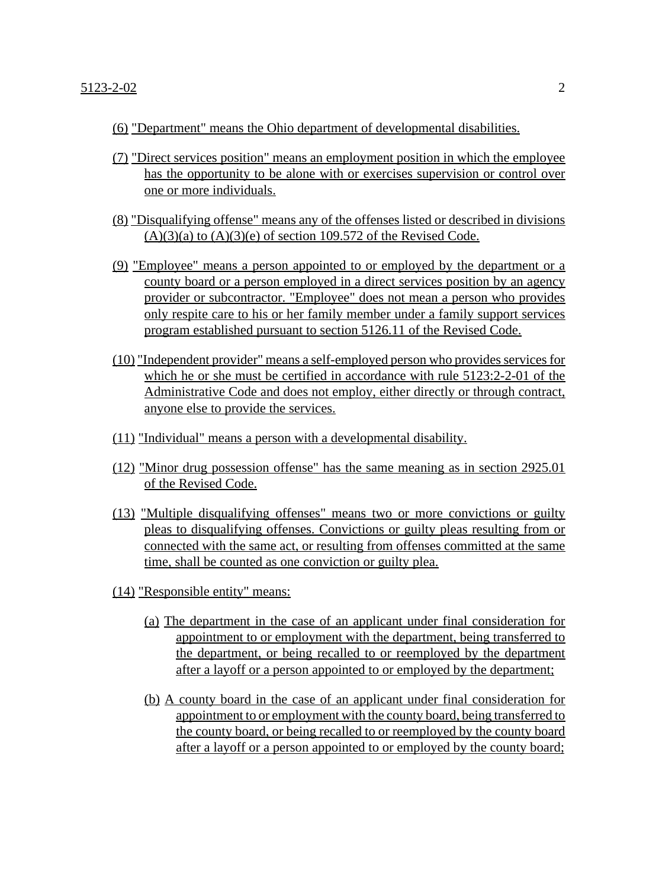(6) "Department" means the Ohio department of developmental disabilities.

(7) "Direct services position" means an employment position in which the employee has the opportunity to be alone with or exercises supervision or control over one or more individuals.

(8) "Disqualifying offense" means any of the offenses listed or described in divisions (A)(3)(a) to (A)(3)(e) of section 109.572 of the Revised Code.

(9) "Employee" means a person appointed to or employed by the department or a county board or a person employed in a direct services position by an agency provider or subcontractor. "Employee" does not mean a person who provides only respite care to his or her family member under a family support services program established pursuant to section 5126.11 of the Revised Code.

(10) "Independent provider" means a self-employed person who provides services for which he or she must be certified in accordance with rule 5123:2-2-01 of the Administrative Code and does not employ, either directly or through contract, anyone else to provide the services.

(11) "Individual" means a person with a developmental disability.

(12) "Minor drug possession offense" has the same meaning as in section 2925.01 of the Revised Code.

(13) "Multiple disqualifying offenses" means two or more convictions or guilty pleas to disqualifying offenses. Convictions or guilty pleas resulting from or connected with the same act, or resulting from offenses committed at the same time, shall be counted as one conviction or guilty plea.

(14) "Responsible entity" means:

(a) The department in the case of an applicant under final consideration for appointment to or employment with the department, being transferred to the department, or being recalled to or reemployed by the department after a layoff or a person appointed to or employed by the department;

(b) A county board in the case of an applicant under final consideration for appointment to or employment with the county board, being transferred to the county board, or being recalled to or reemployed by the county board after a layoff or a person appointed to or employed by the county board;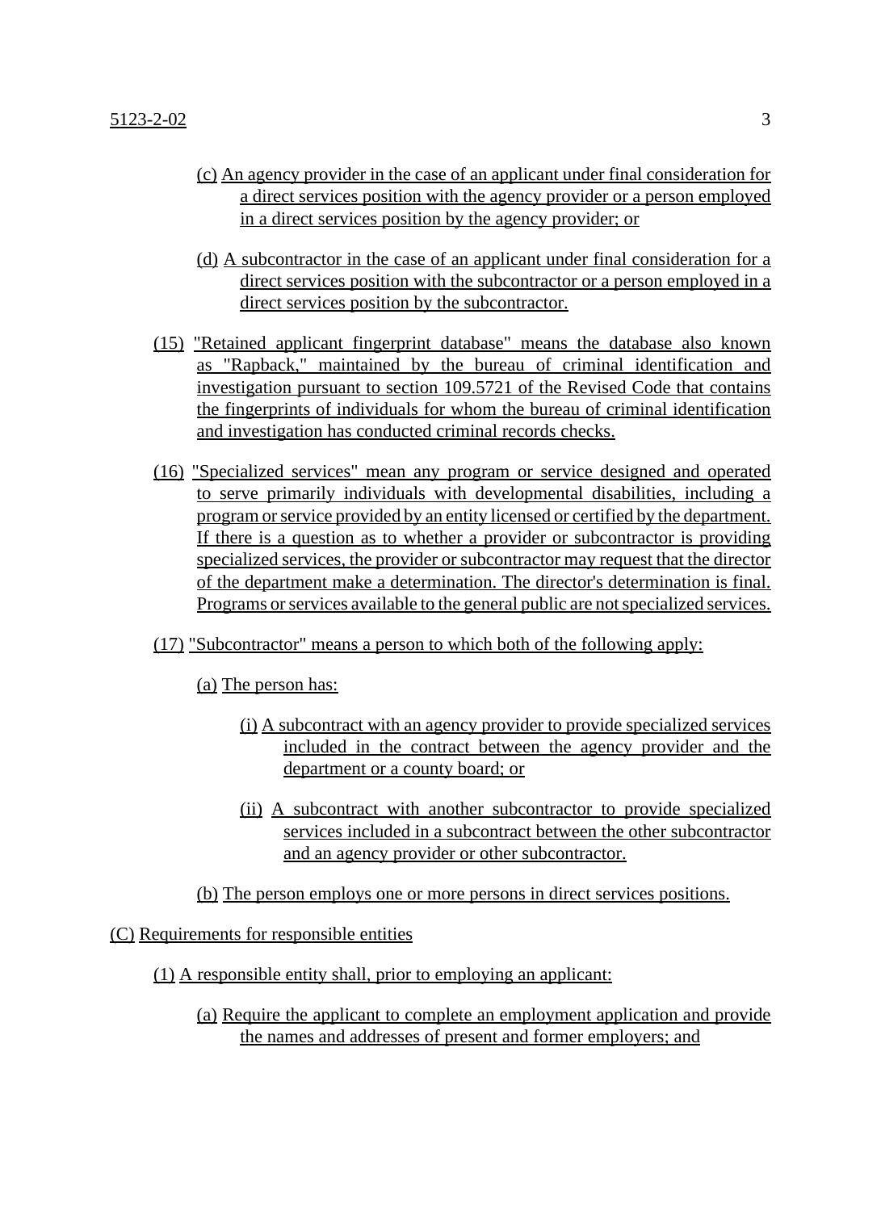(c) An agency provider in the case of an applicant under final consideration for a direct services position with the agency provider or a person employed in a direct services position by the agency provider; or

(d) A subcontractor in the case of an applicant under final consideration for a direct services position with the subcontractor or a person employed in a direct services position by the subcontractor.

(15) "Retained applicant fingerprint database" means the database also known as "Rapback," maintained by the bureau of criminal identification and investigation pursuant to section 109.5721 of the Revised Code that contains the fingerprints of individuals for whom the bureau of criminal identification and investigation has conducted criminal records checks.

(16) "Specialized services" mean any program or service designed and operated to serve primarily individuals with developmental disabilities, including a program or service provided by an entity licensed or certified by the department. If there is a question as to whether a provider or subcontractor is providing specialized services, the provider or subcontractor may request that the director of the department make a determination. The director's determination is final. Programs or services available to the general public are not specialized services.

(17) "Subcontractor" means a person to which both of the following apply:

(a) The person has:

(i) A subcontract with an agency provider to provide specialized services included in the contract between the agency provider and the department or a county board; or

(ii) A subcontract with another subcontractor to provide specialized services included in a subcontract between the other subcontractor and an agency provider or other subcontractor.

(b) The person employs one or more persons in direct services positions.

(C) Requirements for responsible entities

(1) A responsible entity shall, prior to employing an applicant:

(a) Require the applicant to complete an employment application and provide the names and addresses of present and former employers; and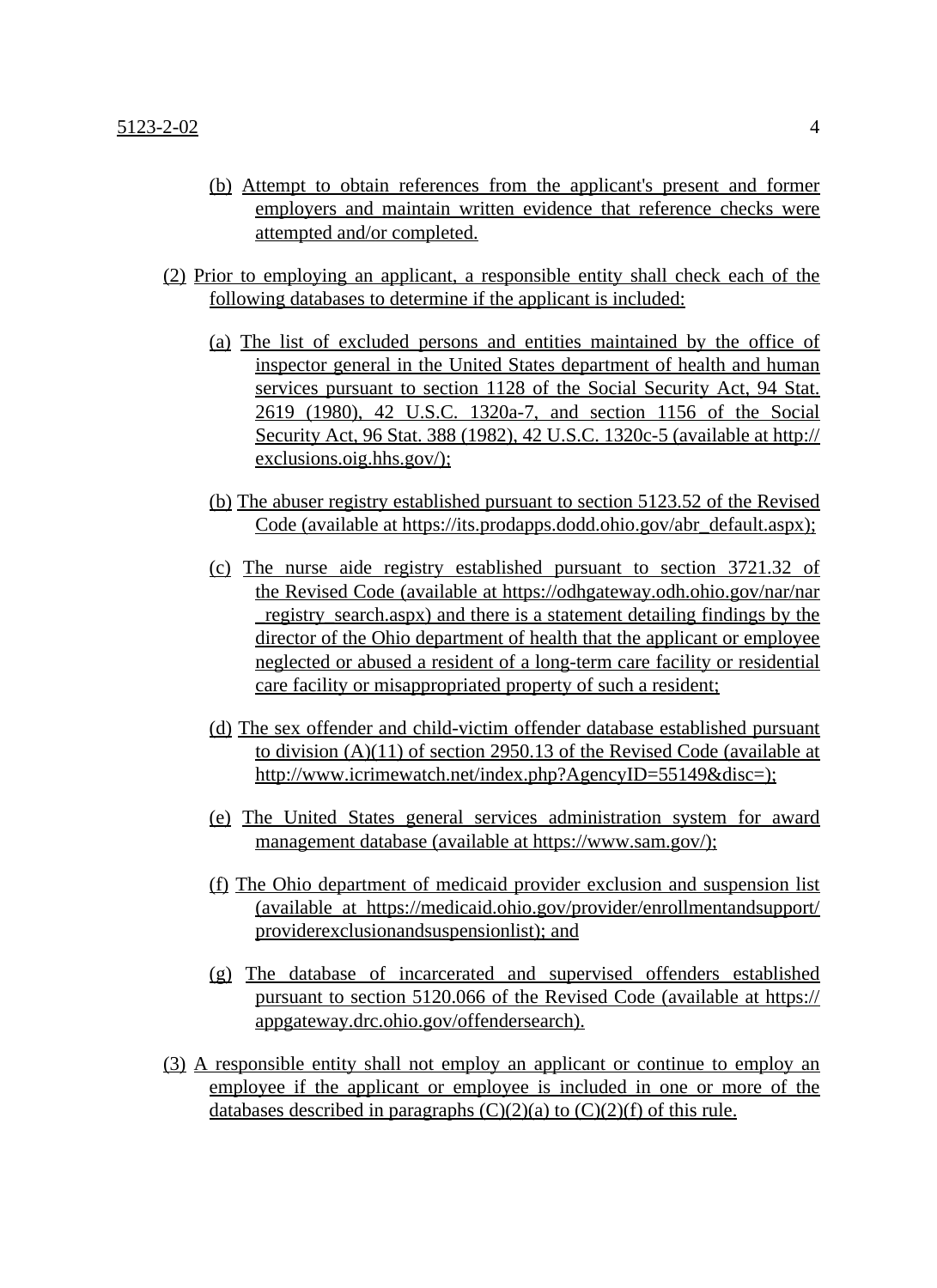(b) Attempt to obtain references from the applicant's present and former employers and maintain written evidence that reference checks were attempted and/or completed.

(2) Prior to employing an applicant, a responsible entity shall check each of the following databases to determine if the applicant is included:

(a) The list of excluded persons and entities maintained by the office of inspector general in the United States department of health and human services pursuant to section 1128 of the Social Security Act, 94 Stat. 2619 (1980), 42 U.S.C. 1320a-7, and section 1156 of the Social Security Act, 96 Stat. 388 (1982), 42 U.S.C. 1320c-5 (available at http://exclusions.oig.hhs.gov/);

(b) The abuser registry established pursuant to section 5123.52 of the Revised Code (available at https://its.prodapps.dodd.ohio.gov/abr_default.aspx);

(c) The nurse aide registry established pursuant to section 3721.32 of the Revised Code (available at https://odhgateway.odh.ohio.gov/nar/nar_registry_search.aspx) and there is a statement detailing findings by the director of the Ohio department of health that the applicant or employee neglected or abused a resident of a long-term care facility or residential care facility or misappropriated property of such a resident;

(d) The sex offender and child-victim offender database established pursuant to division (A)(11) of section 2950.13 of the Revised Code (available at http://www.icrimewatch.net/index.php?AgencyID=55149&disc=);

(e) The United States general services administration system for award management database (available at https://www.sam.gov/);

(f) The Ohio department of medicaid provider exclusion and suspension list (available at https://medicaid.ohio.gov/provider/enrollmentandsupport/providerexclusionandsuspensionlist); and

(g) The database of incarcerated and supervised offenders established pursuant to section 5120.066 of the Revised Code (available at https://appgateway.drc.ohio.gov/offendersearch).

(3) A responsible entity shall not employ an applicant or continue to employ an employee if the applicant or employee is included in one or more of the databases described in paragraphs (C)(2)(a) to (C)(2)(f) of this rule.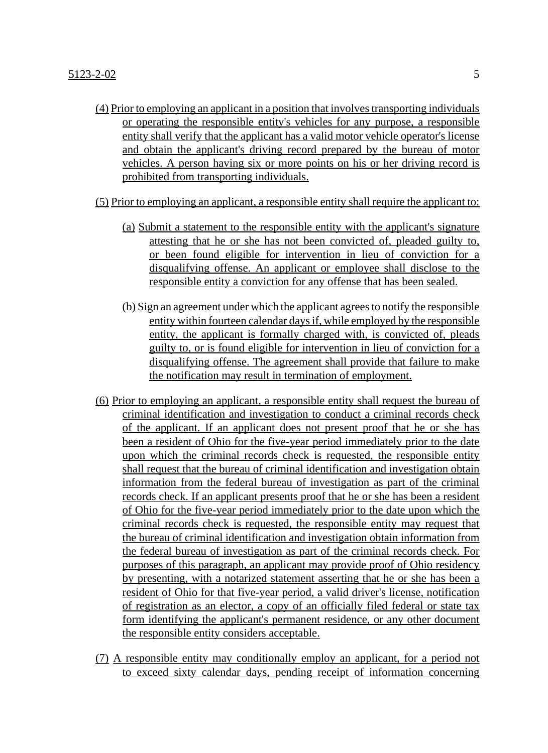(4) Prior to employing an applicant in a position that involves transporting individuals or operating the responsible entity's vehicles for any purpose, a responsible entity shall verify that the applicant has a valid motor vehicle operator's license and obtain the applicant's driving record prepared by the bureau of motor vehicles. A person having six or more points on his or her driving record is prohibited from transporting individuals.

(5) Prior to employing an applicant, a responsible entity shall require the applicant to:

- (a) Submit a statement to the responsible entity with the applicant's signature attesting that he or she has not been convicted of, pleaded guilty to, or been found eligible for intervention in lieu of conviction for a disqualifying offense. An applicant or employee shall disclose to the responsible entity a conviction for any offense that has been sealed.

- (b) Sign an agreement under which the applicant agrees to notify the responsible entity within fourteen calendar days if, while employed by the responsible entity, the applicant is formally charged with, is convicted of, pleads guilty to, or is found eligible for intervention in lieu of conviction for a disqualifying offense. The agreement shall provide that failure to make the notification may result in termination of employment.

(6) Prior to employing an applicant, a responsible entity shall request the bureau of criminal identification and investigation to conduct a criminal records check of the applicant. If an applicant does not present proof that he or she has been a resident of Ohio for the five-year period immediately prior to the date upon which the criminal records check is requested, the responsible entity shall request that the bureau of criminal identification and investigation obtain information from the federal bureau of investigation as part of the criminal records check. If an applicant presents proof that he or she has been a resident of Ohio for the five-year period immediately prior to the date upon which the criminal records check is requested, the responsible entity may request that the bureau of criminal identification and investigation obtain information from the federal bureau of investigation as part of the criminal records check. For purposes of this paragraph, an applicant may provide proof of Ohio residency by presenting, with a notarized statement asserting that he or she has been a resident of Ohio for that five-year period, a valid driver's license, notification of registration as an elector, a copy of an officially filed federal or state tax form identifying the applicant's permanent residence, or any other document the responsible entity considers acceptable.

(7) A responsible entity may conditionally employ an applicant, for a period not to exceed sixty calendar days, pending receipt of information concerning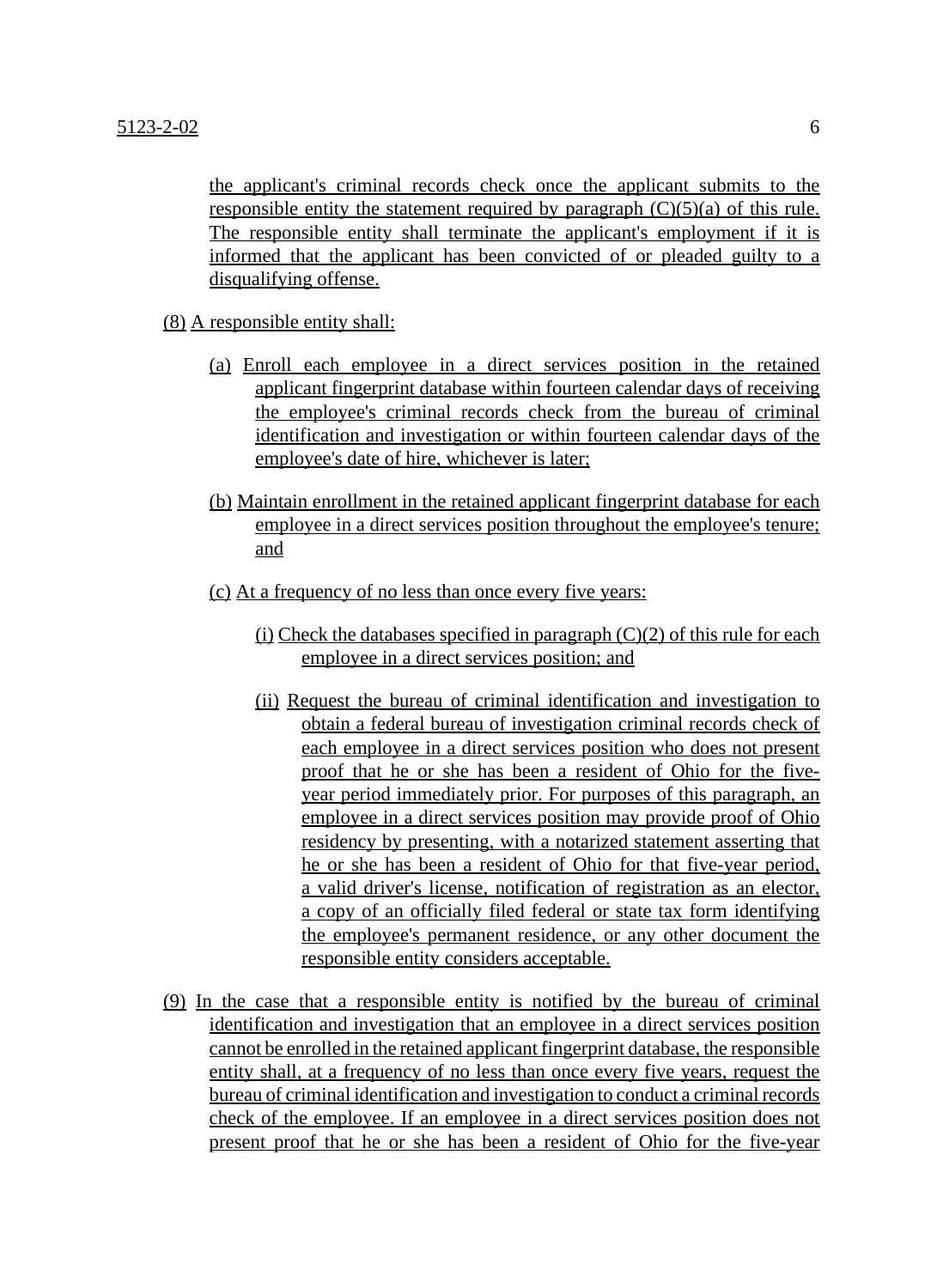the applicant's criminal records check once the applicant submits to the responsible entity the statement required by paragraph (C)(5)(a) of this rule. The responsible entity shall terminate the applicant's employment if it is informed that the applicant has been convicted of or pleaded guilty to a disqualifying offense.

(8) A responsible entity shall:

(a) Enroll each employee in a direct services position in the retained applicant fingerprint database within fourteen calendar days of receiving the employee's criminal records check from the bureau of criminal identification and investigation or within fourteen calendar days of the employee's date of hire, whichever is later;

(b) Maintain enrollment in the retained applicant fingerprint database for each employee in a direct services position throughout the employee's tenure; and

(c) At a frequency of no less than once every five years:

(i) Check the databases specified in paragraph (C)(2) of this rule for each employee in a direct services position; and

(ii) Request the bureau of criminal identification and investigation to obtain a federal bureau of investigation criminal records check of each employee in a direct services position who does not present proof that he or she has been a resident of Ohio for the five-year period immediately prior. For purposes of this paragraph, an employee in a direct services position may provide proof of Ohio residency by presenting, with a notarized statement asserting that he or she has been a resident of Ohio for that five-year period, a valid driver's license, notification of registration as an elector, a copy of an officially filed federal or state tax form identifying the employee's permanent residence, or any other document the responsible entity considers acceptable.

(9) In the case that a responsible entity is notified by the bureau of criminal identification and investigation that an employee in a direct services position cannot be enrolled in the retained applicant fingerprint database, the responsible entity shall, at a frequency of no less than once every five years, request the bureau of criminal identification and investigation to conduct a criminal records check of the employee. If an employee in a direct services position does not present proof that he or she has been a resident of Ohio for the five-year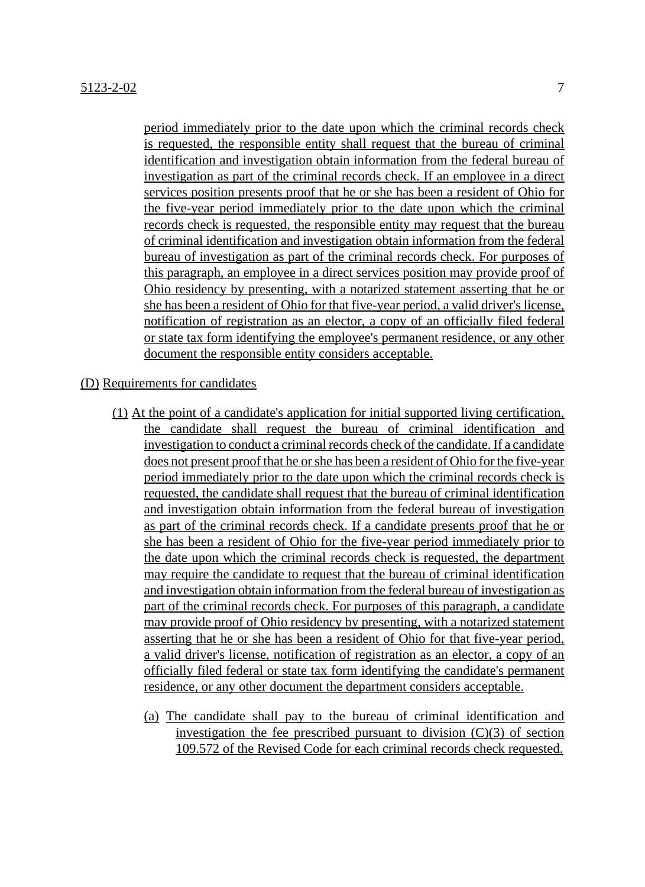period immediately prior to the date upon which the criminal records check is requested, the responsible entity shall request that the bureau of criminal identification and investigation obtain information from the federal bureau of investigation as part of the criminal records check. If an employee in a direct services position presents proof that he or she has been a resident of Ohio for the five-year period immediately prior to the date upon which the criminal records check is requested, the responsible entity may request that the bureau of criminal identification and investigation obtain information from the federal bureau of investigation as part of the criminal records check. For purposes of this paragraph, an employee in a direct services position may provide proof of Ohio residency by presenting, with a notarized statement asserting that he or she has been a resident of Ohio for that five-year period, a valid driver's license, notification of registration as an elector, a copy of an officially filed federal or state tax form identifying the employee's permanent residence, or any other document the responsible entity considers acceptable.

(D) Requirements for candidates

(1) At the point of a candidate's application for initial supported living certification, the candidate shall request the bureau of criminal identification and investigation to conduct a criminal records check of the candidate. If a candidate does not present proof that he or she has been a resident of Ohio for the five-year period immediately prior to the date upon which the criminal records check is requested, the candidate shall request that the bureau of criminal identification and investigation obtain information from the federal bureau of investigation as part of the criminal records check. If a candidate presents proof that he or she has been a resident of Ohio for the five-year period immediately prior to the date upon which the criminal records check is requested, the department may require the candidate to request that the bureau of criminal identification and investigation obtain information from the federal bureau of investigation as part of the criminal records check. For purposes of this paragraph, a candidate may provide proof of Ohio residency by presenting, with a notarized statement asserting that he or she has been a resident of Ohio for that five-year period, a valid driver's license, notification of registration as an elector, a copy of an officially filed federal or state tax form identifying the candidate's permanent residence, or any other document the department considers acceptable.

(a) The candidate shall pay to the bureau of criminal identification and investigation the fee prescribed pursuant to division (C)(3) of section 109.572 of the Revised Code for each criminal records check requested.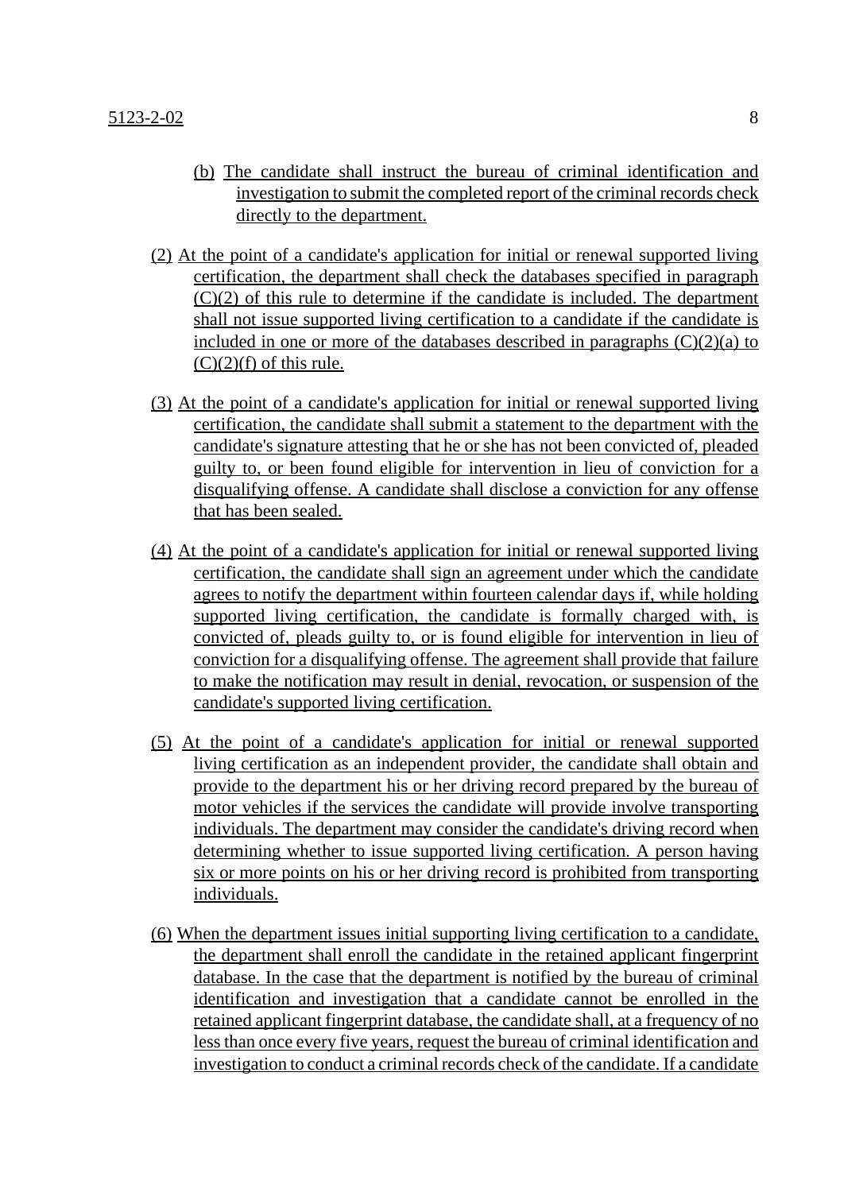(b) The candidate shall instruct the bureau of criminal identification and investigation to submit the completed report of the criminal records check directly to the department.

(2) At the point of a candidate's application for initial or renewal supported living certification, the department shall check the databases specified in paragraph (C)(2) of this rule to determine if the candidate is included. The department shall not issue supported living certification to a candidate if the candidate is included in one or more of the databases described in paragraphs (C)(2)(a) to (C)(2)(f) of this rule.

(3) At the point of a candidate's application for initial or renewal supported living certification, the candidate shall submit a statement to the department with the candidate's signature attesting that he or she has not been convicted of, pleaded guilty to, or been found eligible for intervention in lieu of conviction for a disqualifying offense. A candidate shall disclose a conviction for any offense that has been sealed.

(4) At the point of a candidate's application for initial or renewal supported living certification, the candidate shall sign an agreement under which the candidate agrees to notify the department within fourteen calendar days if, while holding supported living certification, the candidate is formally charged with, is convicted of, pleads guilty to, or is found eligible for intervention in lieu of conviction for a disqualifying offense. The agreement shall provide that failure to make the notification may result in denial, revocation, or suspension of the candidate's supported living certification.

(5) At the point of a candidate's application for initial or renewal supported living certification as an independent provider, the candidate shall obtain and provide to the department his or her driving record prepared by the bureau of motor vehicles if the services the candidate will provide involve transporting individuals. The department may consider the candidate's driving record when determining whether to issue supported living certification. A person having six or more points on his or her driving record is prohibited from transporting individuals.

(6) When the department issues initial supporting living certification to a candidate, the department shall enroll the candidate in the retained applicant fingerprint database. In the case that the department is notified by the bureau of criminal identification and investigation that a candidate cannot be enrolled in the retained applicant fingerprint database, the candidate shall, at a frequency of no less than once every five years, request the bureau of criminal identification and investigation to conduct a criminal records check of the candidate. If a candidate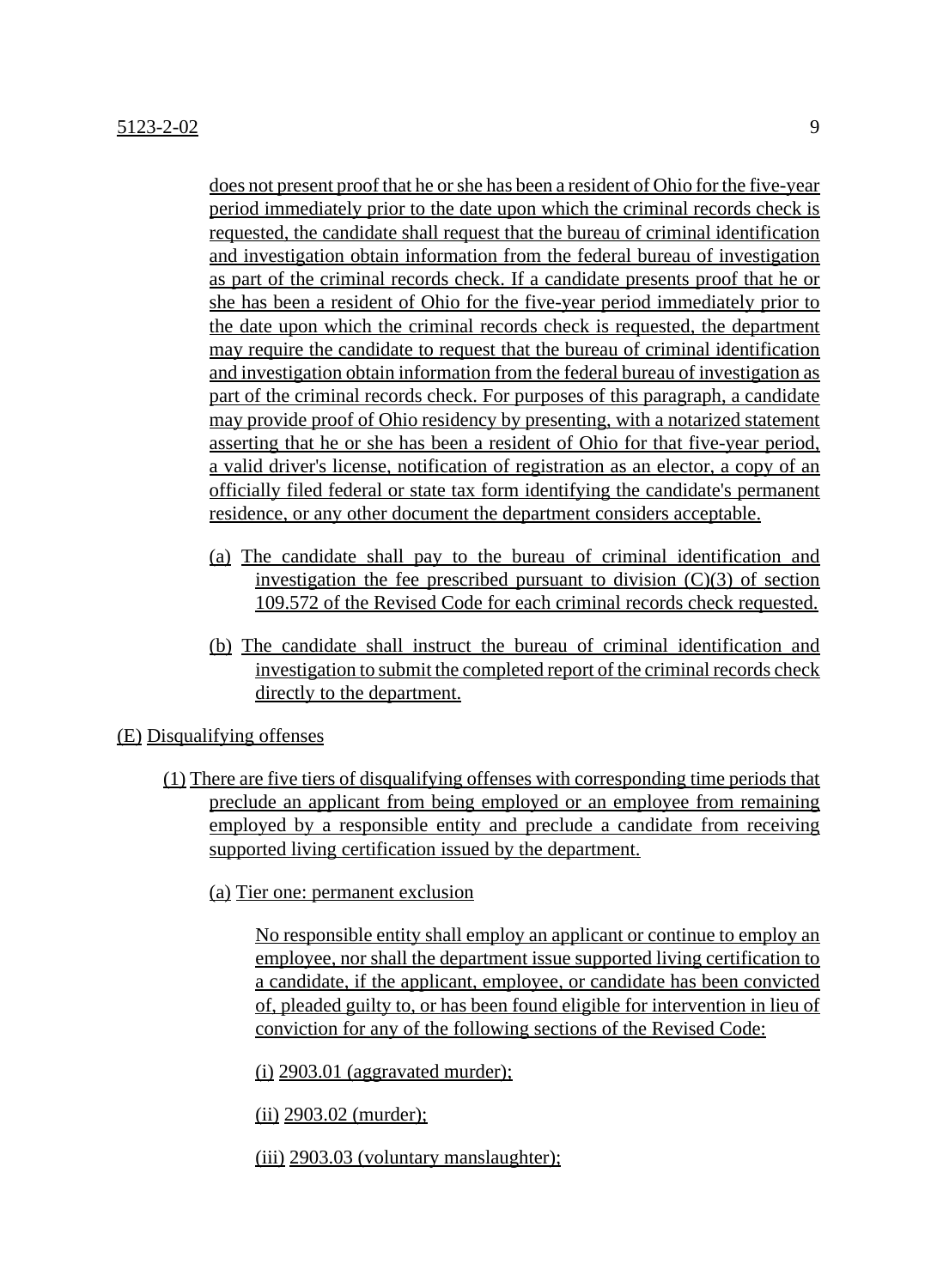does not present proof that he or she has been a resident of Ohio for the five-year period immediately prior to the date upon which the criminal records check is requested, the candidate shall request that the bureau of criminal identification and investigation obtain information from the federal bureau of investigation as part of the criminal records check. If a candidate presents proof that he or she has been a resident of Ohio for the five-year period immediately prior to the date upon which the criminal records check is requested, the department may require the candidate to request that the bureau of criminal identification and investigation obtain information from the federal bureau of investigation as part of the criminal records check. For purposes of this paragraph, a candidate may provide proof of Ohio residency by presenting, with a notarized statement asserting that he or she has been a resident of Ohio for that five-year period, a valid driver's license, notification of registration as an elector, a copy of an officially filed federal or state tax form identifying the candidate's permanent residence, or any other document the department considers acceptable.

(a) The candidate shall pay to the bureau of criminal identification and investigation the fee prescribed pursuant to division (C)(3) of section 109.572 of the Revised Code for each criminal records check requested.

(b) The candidate shall instruct the bureau of criminal identification and investigation to submit the completed report of the criminal records check directly to the department.

(E) Disqualifying offenses

(1) There are five tiers of disqualifying offenses with corresponding time periods that preclude an applicant from being employed or an employee from remaining employed by a responsible entity and preclude a candidate from receiving supported living certification issued by the department.

(a) Tier one: permanent exclusion

No responsible entity shall employ an applicant or continue to employ an employee, nor shall the department issue supported living certification to a candidate, if the applicant, employee, or candidate has been convicted of, pleaded guilty to, or has been found eligible for intervention in lieu of conviction for any of the following sections of the Revised Code:

(i) 2903.01 (aggravated murder);

(ii) 2903.02 (murder);

(iii) 2903.03 (voluntary manslaughter);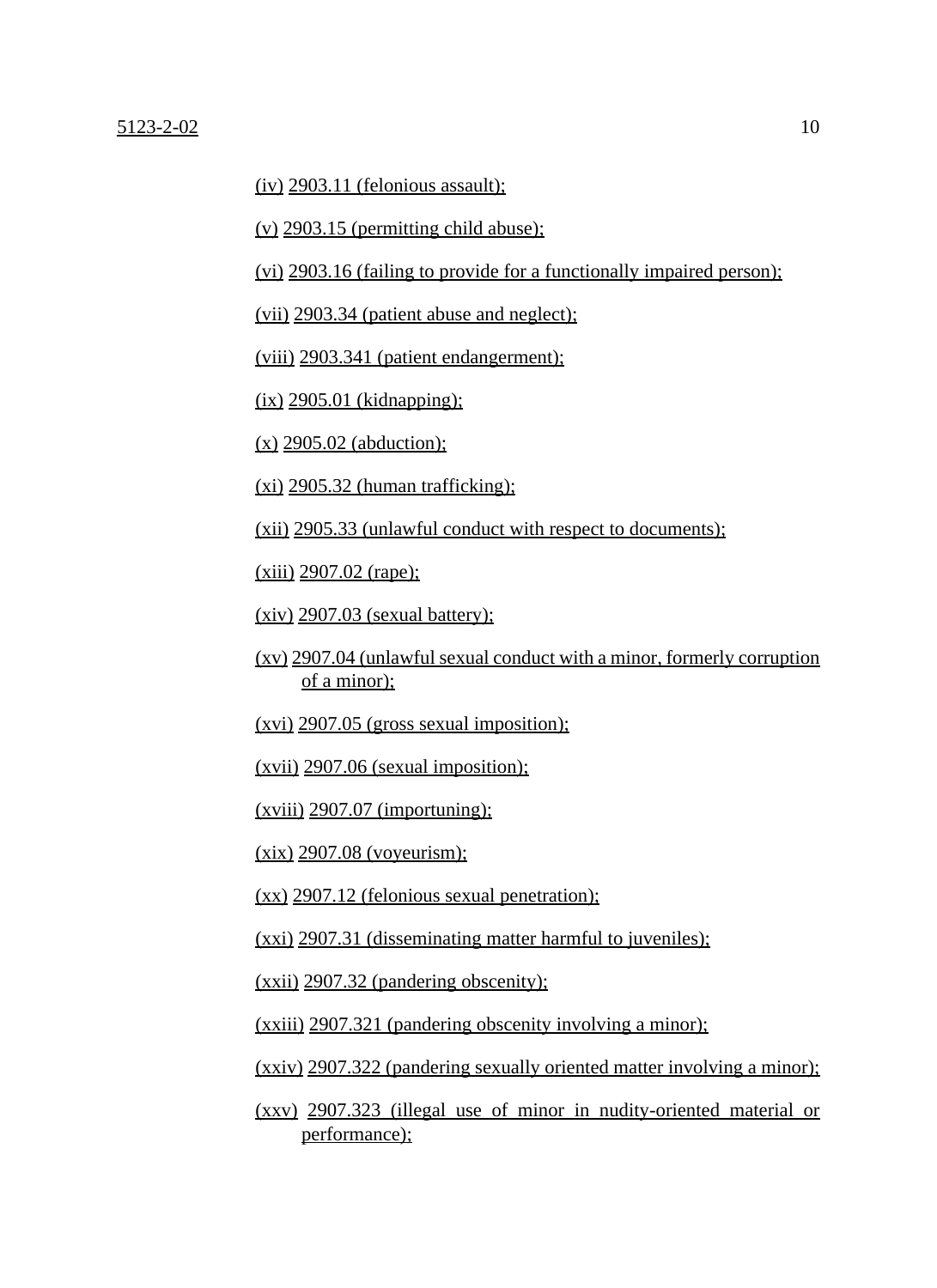(iv) 2903.11 (felonious assault);

(v) 2903.15 (permitting child abuse);

(vi) 2903.16 (failing to provide for a functionally impaired person);

(vii) 2903.34 (patient abuse and neglect);

(viii) 2903.341 (patient endangerment);

(ix) 2905.01 (kidnapping);

(x) 2905.02 (abduction);

(xi) 2905.32 (human trafficking);

(xii) 2905.33 (unlawful conduct with respect to documents);

(xiii) 2907.02 (rape);

(xiv) 2907.03 (sexual battery);

(xv) 2907.04 (unlawful sexual conduct with a minor, formerly corruption of a minor);

(xvi) 2907.05 (gross sexual imposition);

(xvii) 2907.06 (sexual imposition);

(xviii) 2907.07 (importuning);

(xix) 2907.08 (voyeurism);

(xx) 2907.12 (felonious sexual penetration);

(xxi) 2907.31 (disseminating matter harmful to juveniles);

(xxii) 2907.32 (pandering obscenity);

(xxiii) 2907.321 (pandering obscenity involving a minor);

(xxiv) 2907.322 (pandering sexually oriented matter involving a minor);

(xxv) 2907.323 (illegal use of minor in nudity-oriented material or performance);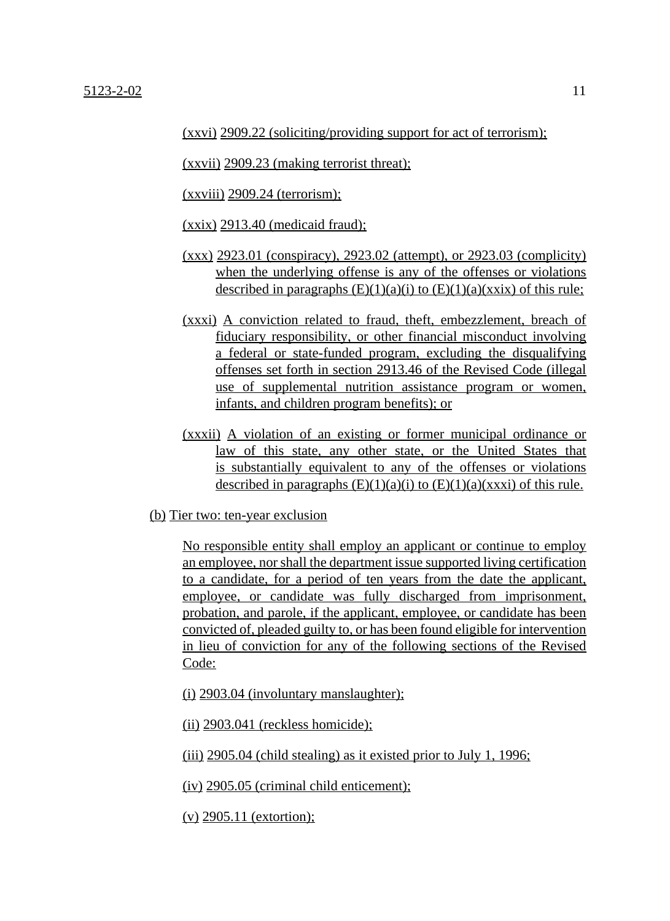(xxvi) 2909.22 (soliciting/providing support for act of terrorism);

(xxvii) 2909.23 (making terrorist threat);

(xxviii) 2909.24 (terrorism);

(xxix) 2913.40 (medicaid fraud);

(xxx) 2923.01 (conspiracy), 2923.02 (attempt), or 2923.03 (complicity) when the underlying offense is any of the offenses or violations described in paragraphs (E)(1)(a)(i) to (E)(1)(a)(xxix) of this rule;

(xxxi) A conviction related to fraud, theft, embezzlement, breach of fiduciary responsibility, or other financial misconduct involving a federal or state-funded program, excluding the disqualifying offenses set forth in section 2913.46 of the Revised Code (illegal use of supplemental nutrition assistance program or women, infants, and children program benefits); or

(xxxii) A violation of an existing or former municipal ordinance or law of this state, any other state, or the United States that is substantially equivalent to any of the offenses or violations described in paragraphs (E)(1)(a)(i) to (E)(1)(a)(xxxi) of this rule.

(b) Tier two: ten-year exclusion

No responsible entity shall employ an applicant or continue to employ an employee, nor shall the department issue supported living certification to a candidate, for a period of ten years from the date the applicant, employee, or candidate was fully discharged from imprisonment, probation, and parole, if the applicant, employee, or candidate has been convicted of, pleaded guilty to, or has been found eligible for intervention in lieu of conviction for any of the following sections of the Revised Code:

(i) 2903.04 (involuntary manslaughter);

(ii) 2903.041 (reckless homicide);

(iii) 2905.04 (child stealing) as it existed prior to July 1, 1996;

(iv) 2905.05 (criminal child enticement);

(v) 2905.11 (extortion);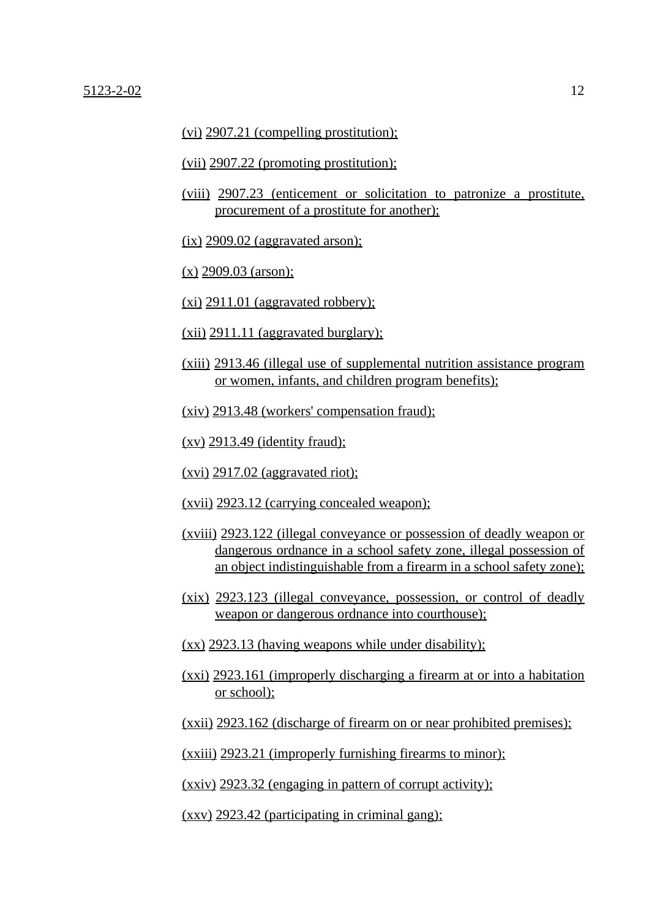(vi) 2907.21 (compelling prostitution);

(vii) 2907.22 (promoting prostitution);

(viii) 2907.23 (enticement or solicitation to patronize a prostitute, procurement of a prostitute for another);

(ix) 2909.02 (aggravated arson);

(x) 2909.03 (arson);

(xi) 2911.01 (aggravated robbery);

(xii) 2911.11 (aggravated burglary);

(xiii) 2913.46 (illegal use of supplemental nutrition assistance program or women, infants, and children program benefits);

(xiv) 2913.48 (workers' compensation fraud);

(xv) 2913.49 (identity fraud);

(xvi) 2917.02 (aggravated riot);

(xvii) 2923.12 (carrying concealed weapon);

(xviii) 2923.122 (illegal conveyance or possession of deadly weapon or dangerous ordnance in a school safety zone, illegal possession of an object indistinguishable from a firearm in a school safety zone);

(xix) 2923.123 (illegal conveyance, possession, or control of deadly weapon or dangerous ordnance into courthouse);

(xx) 2923.13 (having weapons while under disability);

(xxi) 2923.161 (improperly discharging a firearm at or into a habitation or school);

(xxii) 2923.162 (discharge of firearm on or near prohibited premises);

(xxiii) 2923.21 (improperly furnishing firearms to minor);

(xxiv) 2923.32 (engaging in pattern of corrupt activity);

(xxv) 2923.42 (participating in criminal gang);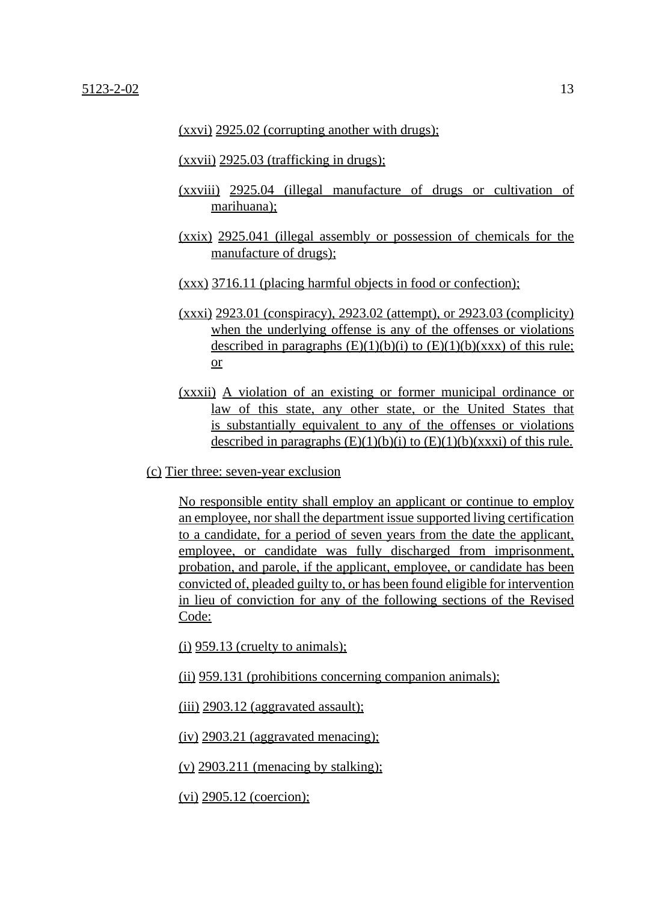(xxvi) 2925.02 (corrupting another with drugs);

(xxvii) 2925.03 (trafficking in drugs);

(xxviii) 2925.04 (illegal manufacture of drugs or cultivation of marihuana);

(xxix) 2925.041 (illegal assembly or possession of chemicals for the manufacture of drugs);

(xxx) 3716.11 (placing harmful objects in food or confection);

(xxxi) 2923.01 (conspiracy), 2923.02 (attempt), or 2923.03 (complicity) when the underlying offense is any of the offenses or violations described in paragraphs (E)(1)(b)(i) to (E)(1)(b)(xxx) of this rule; or

(xxxii) A violation of an existing or former municipal ordinance or law of this state, any other state, or the United States that is substantially equivalent to any of the offenses or violations described in paragraphs (E)(1)(b)(i) to (E)(1)(b)(xxxi) of this rule.

(c) Tier three: seven-year exclusion

No responsible entity shall employ an applicant or continue to employ an employee, nor shall the department issue supported living certification to a candidate, for a period of seven years from the date the applicant, employee, or candidate was fully discharged from imprisonment, probation, and parole, if the applicant, employee, or candidate has been convicted of, pleaded guilty to, or has been found eligible for intervention in lieu of conviction for any of the following sections of the Revised Code:

(i) 959.13 (cruelty to animals);

(ii) 959.131 (prohibitions concerning companion animals);

(iii) 2903.12 (aggravated assault);

(iv) 2903.21 (aggravated menacing);

(v) 2903.211 (menacing by stalking);

(vi) 2905.12 (coercion);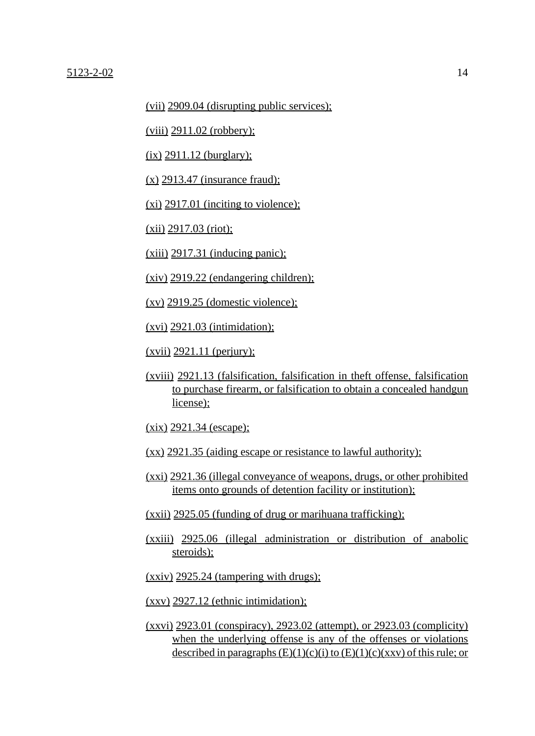(vii) 2909.04 (disrupting public services);

(viii) 2911.02 (robbery);

(ix) 2911.12 (burglary);

(x) 2913.47 (insurance fraud);

(xi) 2917.01 (inciting to violence);

(xii) 2917.03 (riot);

(xiii) 2917.31 (inducing panic);

(xiv) 2919.22 (endangering children);

(xv) 2919.25 (domestic violence);

(xvi) 2921.03 (intimidation);

(xvii) 2921.11 (perjury);

(xviii) 2921.13 (falsification, falsification in theft offense, falsification to purchase firearm, or falsification to obtain a concealed handgun license);

(xix) 2921.34 (escape);

(xx) 2921.35 (aiding escape or resistance to lawful authority);

(xxi) 2921.36 (illegal conveyance of weapons, drugs, or other prohibited items onto grounds of detention facility or institution);

(xxii) 2925.05 (funding of drug or marihuana trafficking);

(xxiii) 2925.06 (illegal administration or distribution of anabolic steroids);

(xxiv) 2925.24 (tampering with drugs);

(xxv) 2927.12 (ethnic intimidation);

(xxvi) 2923.01 (conspiracy), 2923.02 (attempt), or 2923.03 (complicity) when the underlying offense is any of the offenses or violations described in paragraphs (E)(1)(c)(i) to (E)(1)(c)(xxv) of this rule; or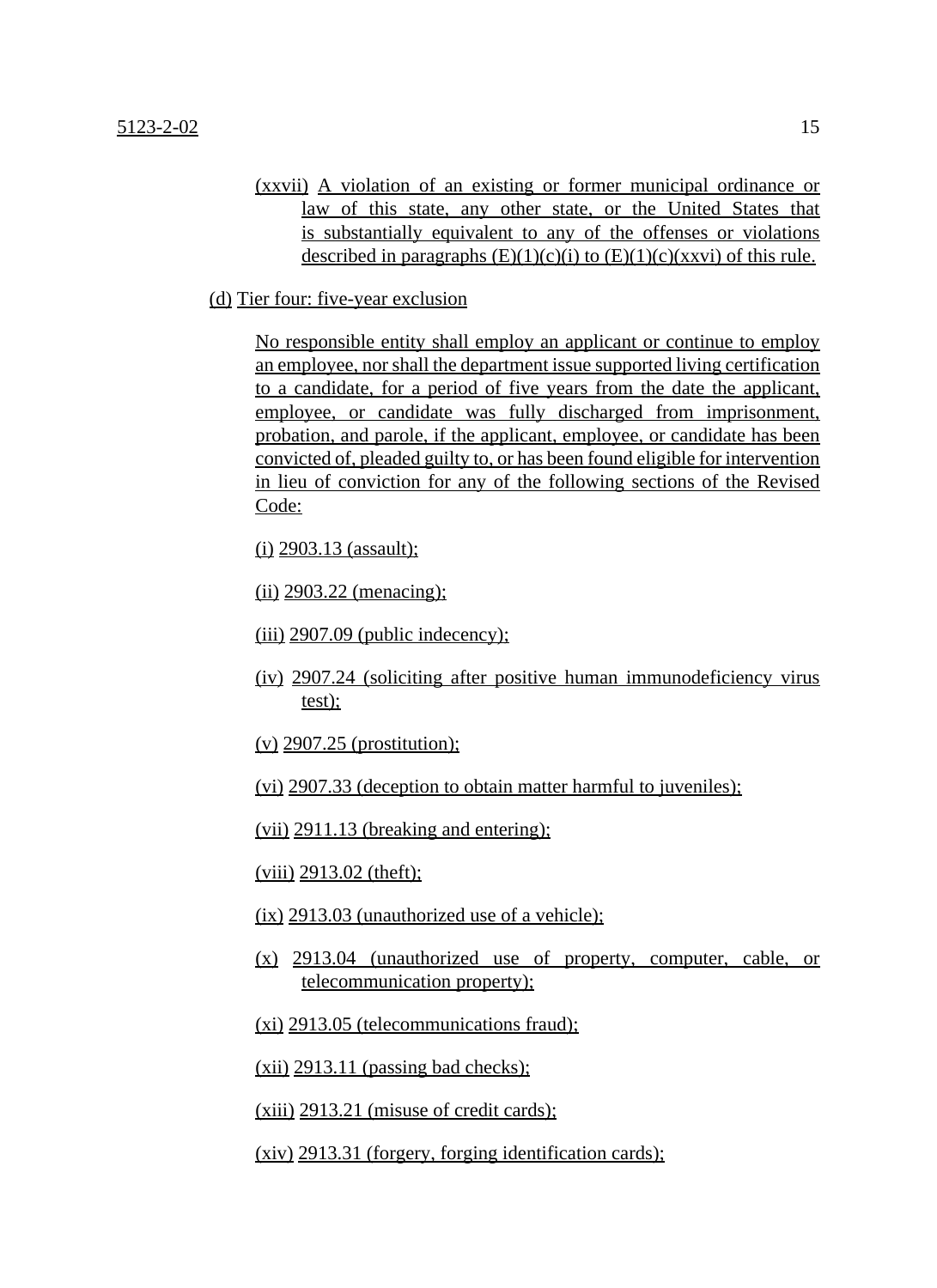(xxvii) A violation of an existing or former municipal ordinance or law of this state, any other state, or the United States that is substantially equivalent to any of the offenses or violations described in paragraphs (E)(1)(c)(i) to (E)(1)(c)(xxvi) of this rule.

(d) Tier four: five-year exclusion

No responsible entity shall employ an applicant or continue to employ an employee, nor shall the department issue supported living certification to a candidate, for a period of five years from the date the applicant, employee, or candidate was fully discharged from imprisonment, probation, and parole, if the applicant, employee, or candidate has been convicted of, pleaded guilty to, or has been found eligible for intervention in lieu of conviction for any of the following sections of the Revised Code:

(i) 2903.13 (assault);

(ii) 2903.22 (menacing);

(iii) 2907.09 (public indecency);

(iv) 2907.24 (soliciting after positive human immunodeficiency virus test);

(v) 2907.25 (prostitution);

(vi) 2907.33 (deception to obtain matter harmful to juveniles);

(vii) 2911.13 (breaking and entering);

(viii) 2913.02 (theft);

(ix) 2913.03 (unauthorized use of a vehicle);

(x) 2913.04 (unauthorized use of property, computer, cable, or telecommunication property);

(xi) 2913.05 (telecommunications fraud);

(xii) 2913.11 (passing bad checks);

(xiii) 2913.21 (misuse of credit cards);

(xiv) 2913.31 (forgery, forging identification cards);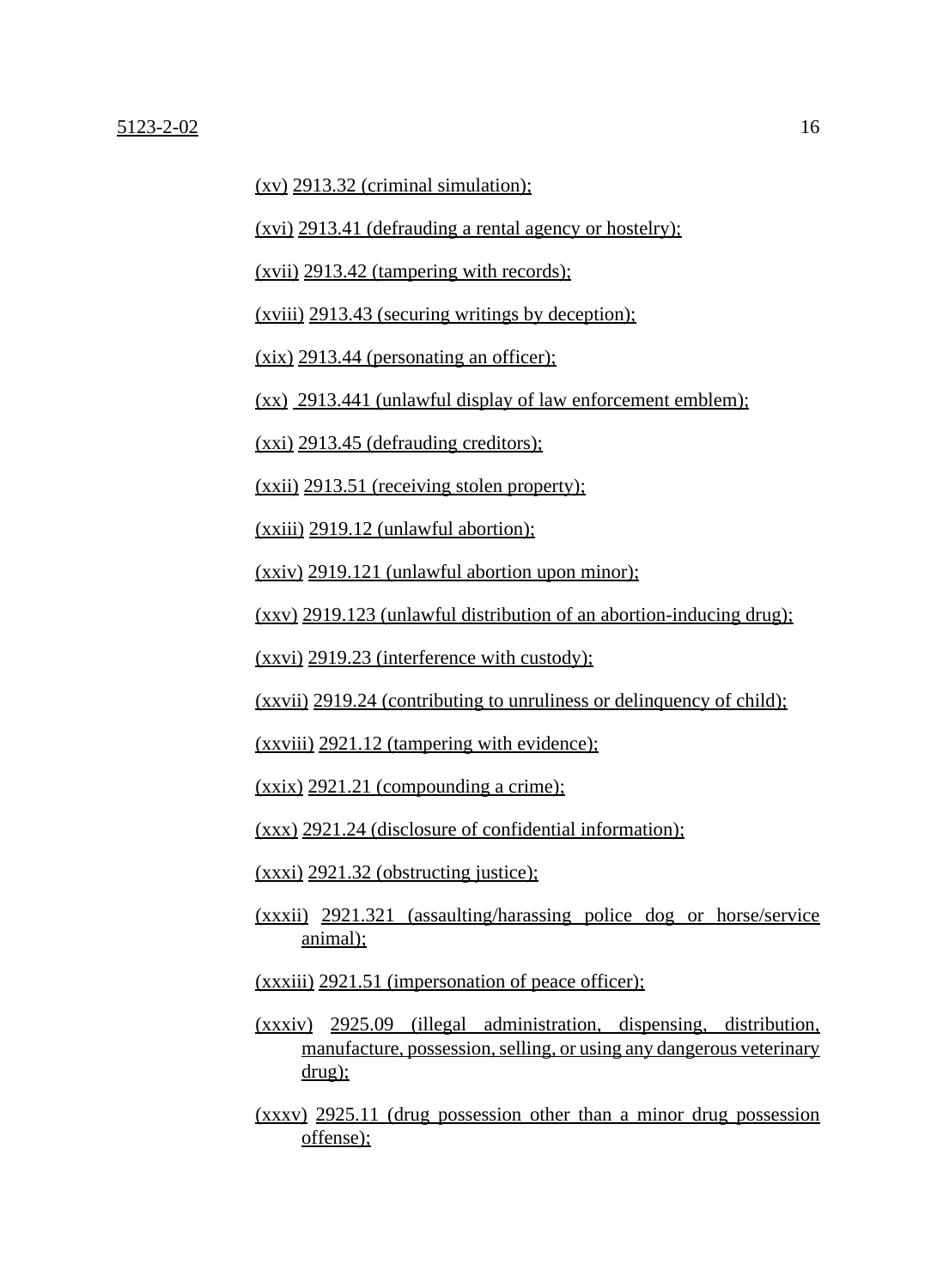(xv) 2913.32 (criminal simulation);

(xvi) 2913.41 (defrauding a rental agency or hostelry);

(xvii) 2913.42 (tampering with records);

(xviii) 2913.43 (securing writings by deception);

(xix) 2913.44 (personating an officer);

(xx) 2913.441 (unlawful display of law enforcement emblem);

(xxi) 2913.45 (defrauding creditors);

(xxii) 2913.51 (receiving stolen property);

(xxiii) 2919.12 (unlawful abortion);

(xxiv) 2919.121 (unlawful abortion upon minor);

(xxv) 2919.123 (unlawful distribution of an abortion-inducing drug);

(xxvi) 2919.23 (interference with custody);

(xxvii) 2919.24 (contributing to unruliness or delinquency of child);

(xxviii) 2921.12 (tampering with evidence);

(xxix) 2921.21 (compounding a crime);

(xxx) 2921.24 (disclosure of confidential information);

(xxxi) 2921.32 (obstructing justice);

(xxxii) 2921.321 (assaulting/harassing police dog or horse/service animal);

(xxxiii) 2921.51 (impersonation of peace officer);

(xxxiv) 2925.09 (illegal administration, dispensing, distribution, manufacture, possession, selling, or using any dangerous veterinary drug);

(xxxv) 2925.11 (drug possession other than a minor drug possession offense);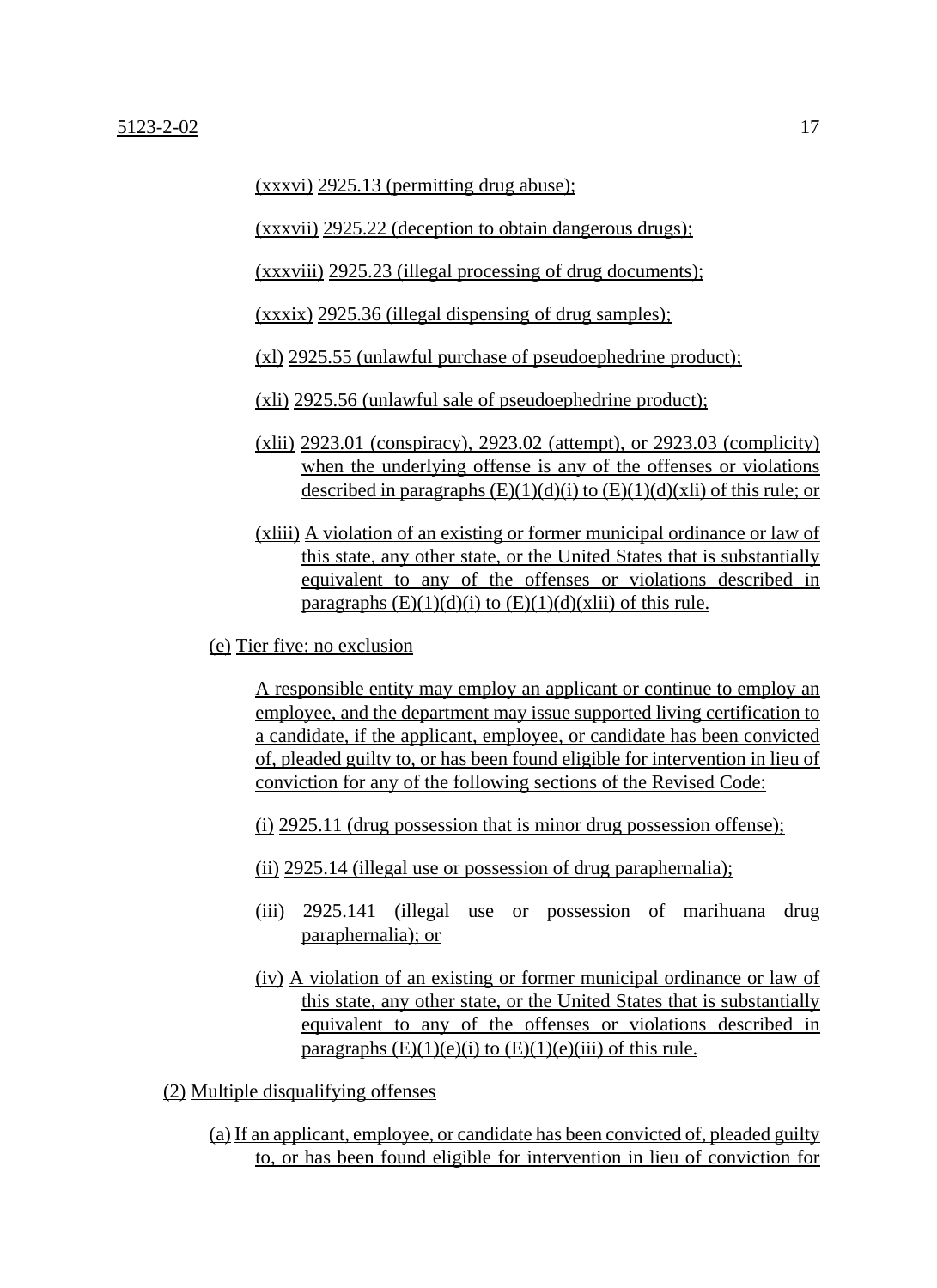(xxxvi) 2925.13 (permitting drug abuse);

(xxxvii) 2925.22 (deception to obtain dangerous drugs);

(xxxviii) 2925.23 (illegal processing of drug documents);

(xxxix) 2925.36 (illegal dispensing of drug samples);

(xl) 2925.55 (unlawful purchase of pseudoephedrine product);

(xli) 2925.56 (unlawful sale of pseudoephedrine product);

(xlii) 2923.01 (conspiracy), 2923.02 (attempt), or 2923.03 (complicity) when the underlying offense is any of the offenses or violations described in paragraphs (E)(1)(d)(i) to (E)(1)(d)(xli) of this rule; or

(xliii) A violation of an existing or former municipal ordinance or law of this state, any other state, or the United States that is substantially equivalent to any of the offenses or violations described in paragraphs (E)(1)(d)(i) to (E)(1)(d)(xlii) of this rule.

(e) Tier five: no exclusion

A responsible entity may employ an applicant or continue to employ an employee, and the department may issue supported living certification to a candidate, if the applicant, employee, or candidate has been convicted of, pleaded guilty to, or has been found eligible for intervention in lieu of conviction for any of the following sections of the Revised Code:

(i) 2925.11 (drug possession that is minor drug possession offense);

(ii) 2925.14 (illegal use or possession of drug paraphernalia);

(iii) 2925.141 (illegal use or possession of marihuana drug paraphernalia); or

(iv) A violation of an existing or former municipal ordinance or law of this state, any other state, or the United States that is substantially equivalent to any of the offenses or violations described in paragraphs (E)(1)(e)(i) to (E)(1)(e)(iii) of this rule.

(2) Multiple disqualifying offenses

(a) If an applicant, employee, or candidate has been convicted of, pleaded guilty to, or has been found eligible for intervention in lieu of conviction for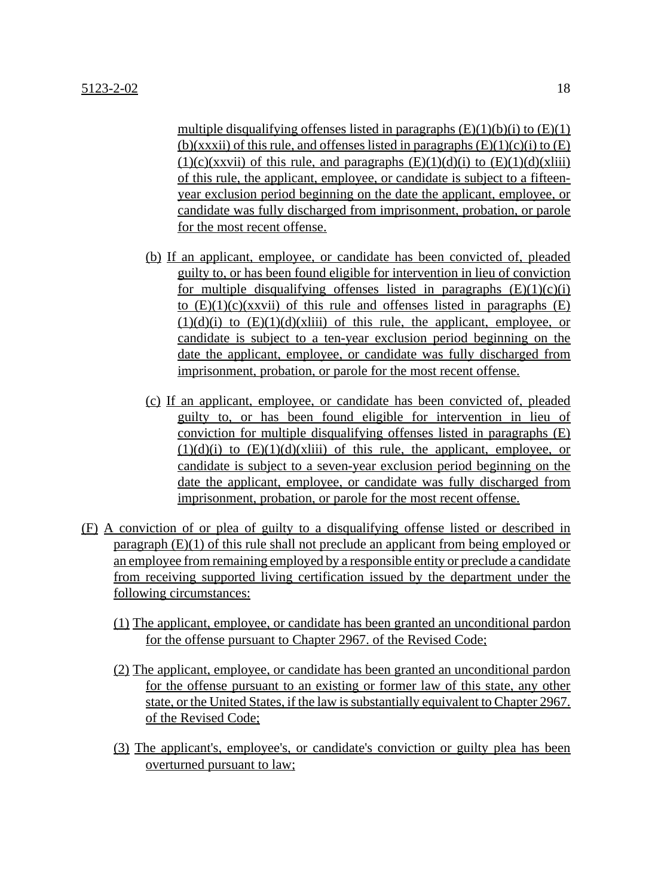multiple disqualifying offenses listed in paragraphs (E)(1)(b)(i) to (E)(1)(b)(xxxii) of this rule, and offenses listed in paragraphs (E)(1)(c)(i) to (E)(1)(c)(xxvii) of this rule, and paragraphs (E)(1)(d)(i) to (E)(1)(d)(xliii) of this rule, the applicant, employee, or candidate is subject to a fifteen-year exclusion period beginning on the date the applicant, employee, or candidate was fully discharged from imprisonment, probation, or parole for the most recent offense.

(b) If an applicant, employee, or candidate has been convicted of, pleaded guilty to, or has been found eligible for intervention in lieu of conviction for multiple disqualifying offenses listed in paragraphs (E)(1)(c)(i) to (E)(1)(c)(xxvii) of this rule and offenses listed in paragraphs (E)(1)(d)(i) to (E)(1)(d)(xliii) of this rule, the applicant, employee, or candidate is subject to a ten-year exclusion period beginning on the date the applicant, employee, or candidate was fully discharged from imprisonment, probation, or parole for the most recent offense.

(c) If an applicant, employee, or candidate has been convicted of, pleaded guilty to, or has been found eligible for intervention in lieu of conviction for multiple disqualifying offenses listed in paragraphs (E)(1)(d)(i) to (E)(1)(d)(xliii) of this rule, the applicant, employee, or candidate is subject to a seven-year exclusion period beginning on the date the applicant, employee, or candidate was fully discharged from imprisonment, probation, or parole for the most recent offense.

(F) A conviction of or plea of guilty to a disqualifying offense listed or described in paragraph (E)(1) of this rule shall not preclude an applicant from being employed or an employee from remaining employed by a responsible entity or preclude a candidate from receiving supported living certification issued by the department under the following circumstances:

(1) The applicant, employee, or candidate has been granted an unconditional pardon for the offense pursuant to Chapter 2967. of the Revised Code;

(2) The applicant, employee, or candidate has been granted an unconditional pardon for the offense pursuant to an existing or former law of this state, any other state, or the United States, if the law is substantially equivalent to Chapter 2967. of the Revised Code;

(3) The applicant's, employee's, or candidate's conviction or guilty plea has been overturned pursuant to law;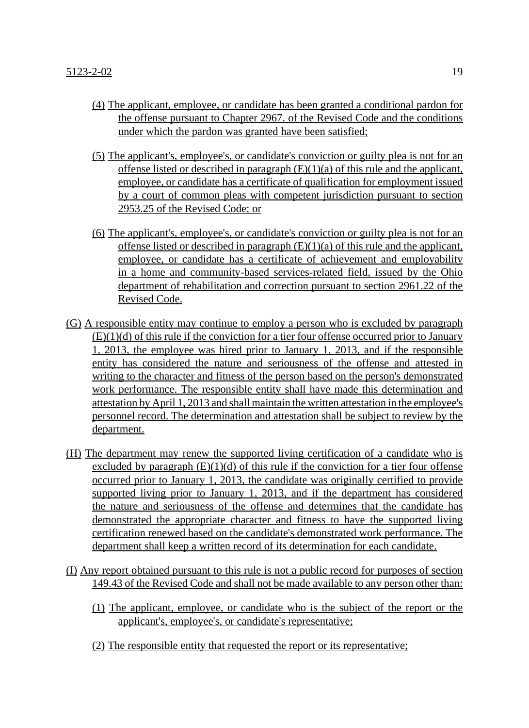(4) The applicant, employee, or candidate has been granted a conditional pardon for the offense pursuant to Chapter 2967. of the Revised Code and the conditions under which the pardon was granted have been satisfied;

(5) The applicant's, employee's, or candidate's conviction or guilty plea is not for an offense listed or described in paragraph (E)(1)(a) of this rule and the applicant, employee, or candidate has a certificate of qualification for employment issued by a court of common pleas with competent jurisdiction pursuant to section 2953.25 of the Revised Code; or

(6) The applicant's, employee's, or candidate's conviction or guilty plea is not for an offense listed or described in paragraph (E)(1)(a) of this rule and the applicant, employee, or candidate has a certificate of achievement and employability in a home and community-based services-related field, issued by the Ohio department of rehabilitation and correction pursuant to section 2961.22 of the Revised Code.

(G) A responsible entity may continue to employ a person who is excluded by paragraph (E)(1)(d) of this rule if the conviction for a tier four offense occurred prior to January 1, 2013, the employee was hired prior to January 1, 2013, and if the responsible entity has considered the nature and seriousness of the offense and attested in writing to the character and fitness of the person based on the person's demonstrated work performance. The responsible entity shall have made this determination and attestation by April 1, 2013 and shall maintain the written attestation in the employee's personnel record. The determination and attestation shall be subject to review by the department.

(H) The department may renew the supported living certification of a candidate who is excluded by paragraph (E)(1)(d) of this rule if the conviction for a tier four offense occurred prior to January 1, 2013, the candidate was originally certified to provide supported living prior to January 1, 2013, and if the department has considered the nature and seriousness of the offense and determines that the candidate has demonstrated the appropriate character and fitness to have the supported living certification renewed based on the candidate's demonstrated work performance. The department shall keep a written record of its determination for each candidate.

(I) Any report obtained pursuant to this rule is not a public record for purposes of section 149.43 of the Revised Code and shall not be made available to any person other than:

(1) The applicant, employee, or candidate who is the subject of the report or the applicant's, employee's, or candidate's representative;

(2) The responsible entity that requested the report or its representative;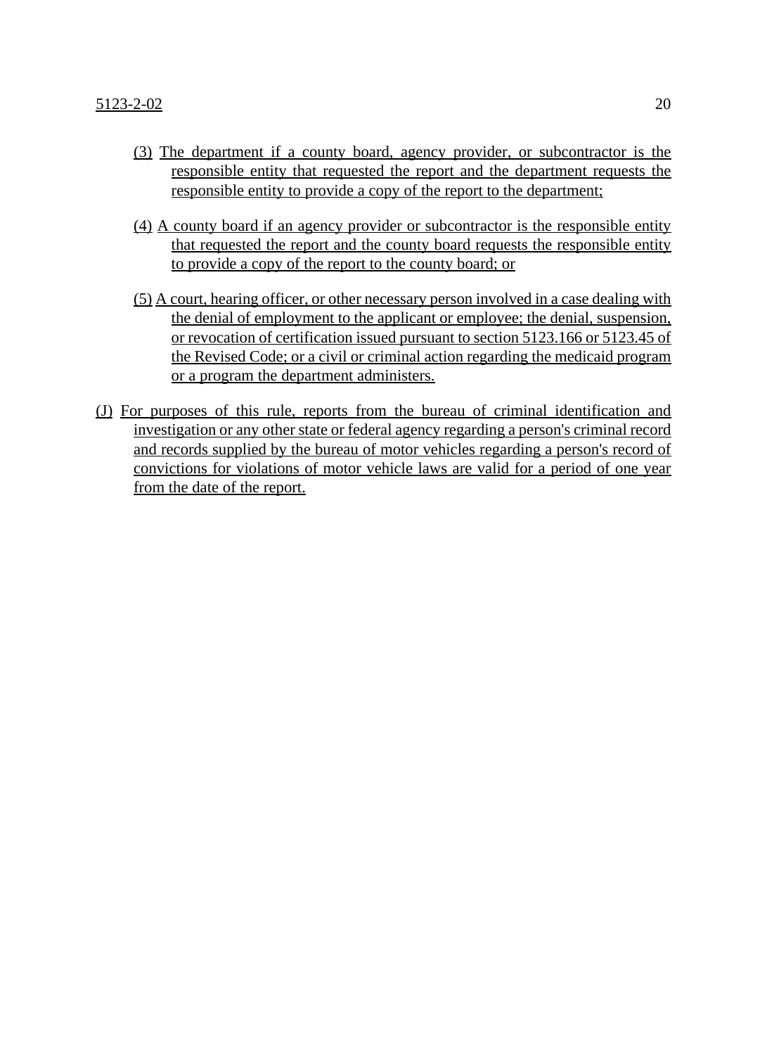(3) The department if a county board, agency provider, or subcontractor is the responsible entity that requested the report and the department requests the responsible entity to provide a copy of the report to the department;

(4) A county board if an agency provider or subcontractor is the responsible entity that requested the report and the county board requests the responsible entity to provide a copy of the report to the county board; or

(5) A court, hearing officer, or other necessary person involved in a case dealing with the denial of employment to the applicant or employee; the denial, suspension, or revocation of certification issued pursuant to section 5123.166 or 5123.45 of the Revised Code; or a civil or criminal action regarding the medicaid program or a program the department administers.

(J) For purposes of this rule, reports from the bureau of criminal identification and investigation or any other state or federal agency regarding a person's criminal record and records supplied by the bureau of motor vehicles regarding a person's record of convictions for violations of motor vehicle laws are valid for a period of one year from the date of the report.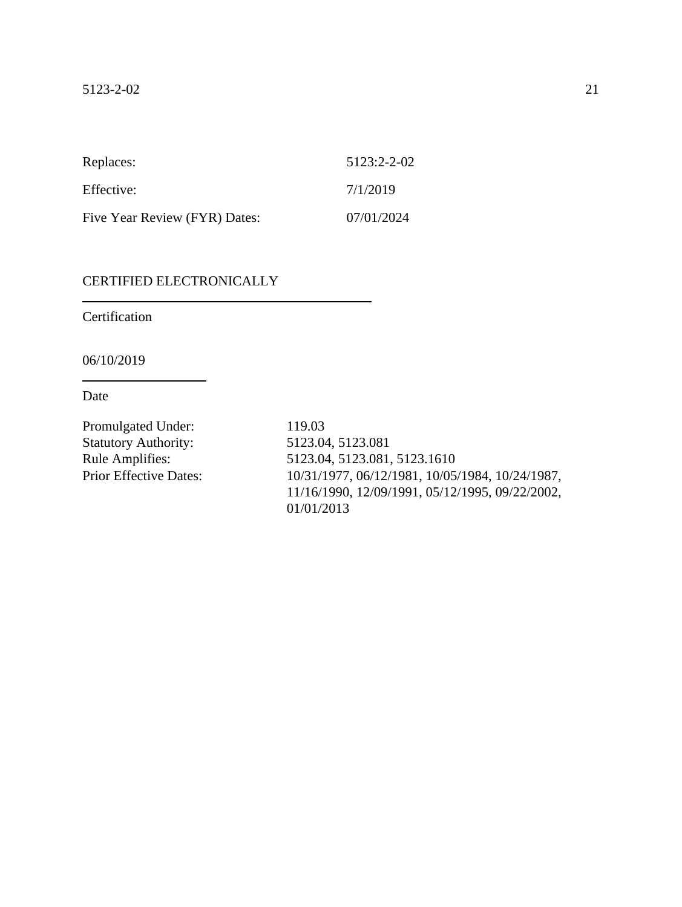| | |
|---|---|
| Replaces: | 5123:2-2-02 |
| Effective: | 7/1/2019 |
| Five Year Review (FYR) Dates: | 07/01/2024 |

CERTIFIED ELECTRONICALLY

Certification

06/10/2019

Date

| | |
|---|---|
| Promulgated Under: | 119.03 |
| Statutory Authority: | 5123.04, 5123.081 |
| Rule Amplifies: | 5123.04, 5123.081, 5123.1610 |
| Prior Effective Dates: | 10/31/1977, 06/12/1981, 10/05/1984, 10/24/1987, 11/16/1990, 12/09/1991, 05/12/1995, 09/22/2002, 01/01/2013 |